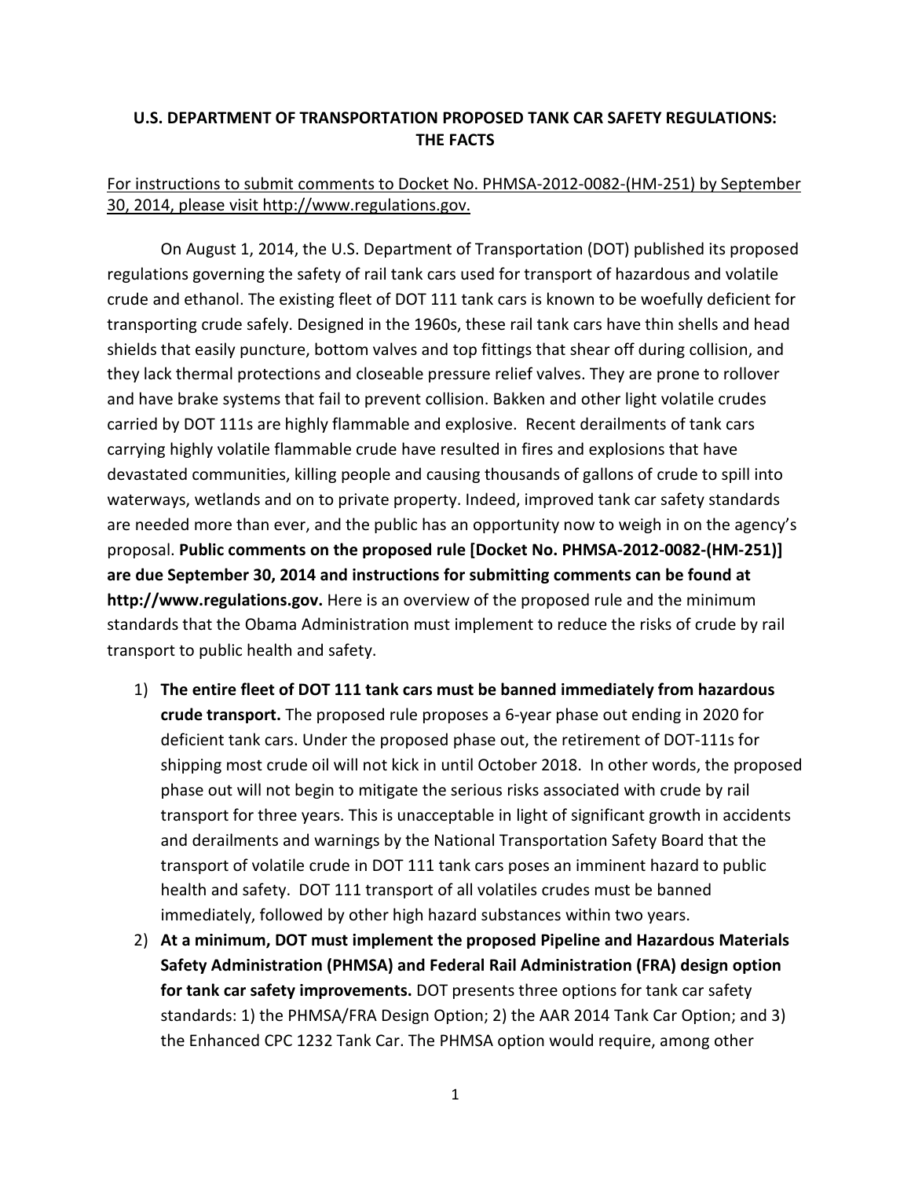**U.S. DEPARTMENT OF TRANSPORTATION PROPOSED TANK CAR SAFETY REGULATIONS: THE FACTS**

For instructions to submit comments to Docket No. PHMSA-2012-0082-(HM-251) by September 30, 2014, please visit http://www.regulations.gov.

On August 1, 2014, the U.S. Department of Transportation (DOT) published its proposed regulations governing the safety of rail tank cars used for transport of hazardous and volatile crude and ethanol. The existing fleet of DOT 111 tank cars is known to be woefully deficient for transporting crude safely. Designed in the 1960s, these rail tank cars have thin shells and head shields that easily puncture, bottom valves and top fittings that shear off during collision, and they lack thermal protections and closeable pressure relief valves. They are prone to rollover and have brake systems that fail to prevent collision. Bakken and other light volatile crudes carried by DOT 111s are highly flammable and explosive. Recent derailments of tank cars carrying highly volatile flammable crude have resulted in fires and explosions that have devastated communities, killing people and causing thousands of gallons of crude to spill into waterways, wetlands and on to private property. Indeed, improved tank car safety standards are needed more than ever, and the public has an opportunity now to weigh in on the agency's proposal. **Public comments on the proposed rule [Docket No. PHMSA-2012-0082-(HM-251)] are due September 30, 2014 and instructions for submitting comments can be found at http://www.regulations.gov.** Here is an overview of the proposed rule and the minimum standards that the Obama Administration must implement to reduce the risks of crude by rail transport to public health and safety.

1) **The entire fleet of DOT 111 tank cars must be banned immediately from hazardous crude transport.** The proposed rule proposes a 6-year phase out ending in 2020 for deficient tank cars. Under the proposed phase out, the retirement of DOT-111s for shipping most crude oil will not kick in until October 2018. In other words, the proposed phase out will not begin to mitigate the serious risks associated with crude by rail transport for three years. This is unacceptable in light of significant growth in accidents and derailments and warnings by the National Transportation Safety Board that the transport of volatile crude in DOT 111 tank cars poses an imminent hazard to public health and safety. DOT 111 transport of all volatiles crudes must be banned immediately, followed by other high hazard substances within two years.
2) **At a minimum, DOT must implement the proposed Pipeline and Hazardous Materials Safety Administration (PHMSA) and Federal Rail Administration (FRA) design option for tank car safety improvements.** DOT presents three options for tank car safety standards: 1) the PHMSA/FRA Design Option; 2) the AAR 2014 Tank Car Option; and 3) the Enhanced CPC 1232 Tank Car. The PHMSA option would require, among other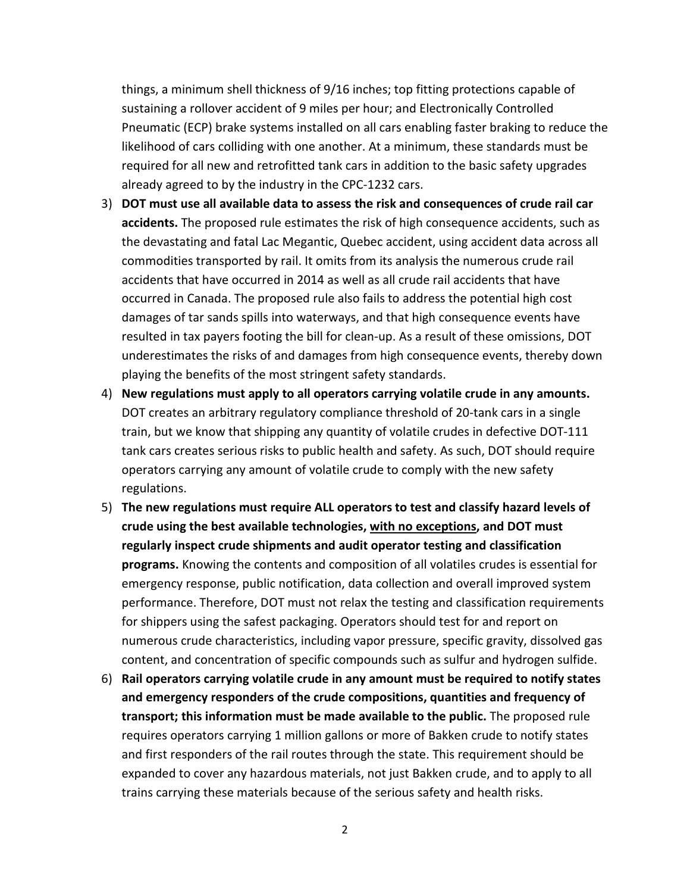things, a minimum shell thickness of 9/16 inches; top fitting protections capable of sustaining a rollover accident of 9 miles per hour; and Electronically Controlled Pneumatic (ECP) brake systems installed on all cars enabling faster braking to reduce the likelihood of cars colliding with one another. At a minimum, these standards must be required for all new and retrofitted tank cars in addition to the basic safety upgrades already agreed to by the industry in the CPC-1232 cars.

3) **DOT must use all available data to assess the risk and consequences of crude rail car accidents.** The proposed rule estimates the risk of high consequence accidents, such as the devastating and fatal Lac Megantic, Quebec accident, using accident data across all commodities transported by rail. It omits from its analysis the numerous crude rail accidents that have occurred in 2014 as well as all crude rail accidents that have occurred in Canada. The proposed rule also fails to address the potential high cost damages of tar sands spills into waterways, and that high consequence events have resulted in tax payers footing the bill for clean-up. As a result of these omissions, DOT underestimates the risks of and damages from high consequence events, thereby down playing the benefits of the most stringent safety standards.
4) **New regulations must apply to all operators carrying volatile crude in any amounts.** DOT creates an arbitrary regulatory compliance threshold of 20-tank cars in a single train, but we know that shipping any quantity of volatile crudes in defective DOT-111 tank cars creates serious risks to public health and safety. As such, DOT should require operators carrying any amount of volatile crude to comply with the new safety regulations.
5) **The new regulations must require ALL operators to test and classify hazard levels of crude using the best available technologies, <u>with no exceptions</u>, and DOT must regularly inspect crude shipments and audit operator testing and classification programs.** Knowing the contents and composition of all volatiles crudes is essential for emergency response, public notification, data collection and overall improved system performance. Therefore, DOT must not relax the testing and classification requirements for shippers using the safest packaging. Operators should test for and report on numerous crude characteristics, including vapor pressure, specific gravity, dissolved gas content, and concentration of specific compounds such as sulfur and hydrogen sulfide.
6) **Rail operators carrying volatile crude in any amount must be required to notify states and emergency responders of the crude compositions, quantities and frequency of transport; this information must be made available to the public.** The proposed rule requires operators carrying 1 million gallons or more of Bakken crude to notify states and first responders of the rail routes through the state. This requirement should be expanded to cover any hazardous materials, not just Bakken crude, and to apply to all trains carrying these materials because of the serious safety and health risks.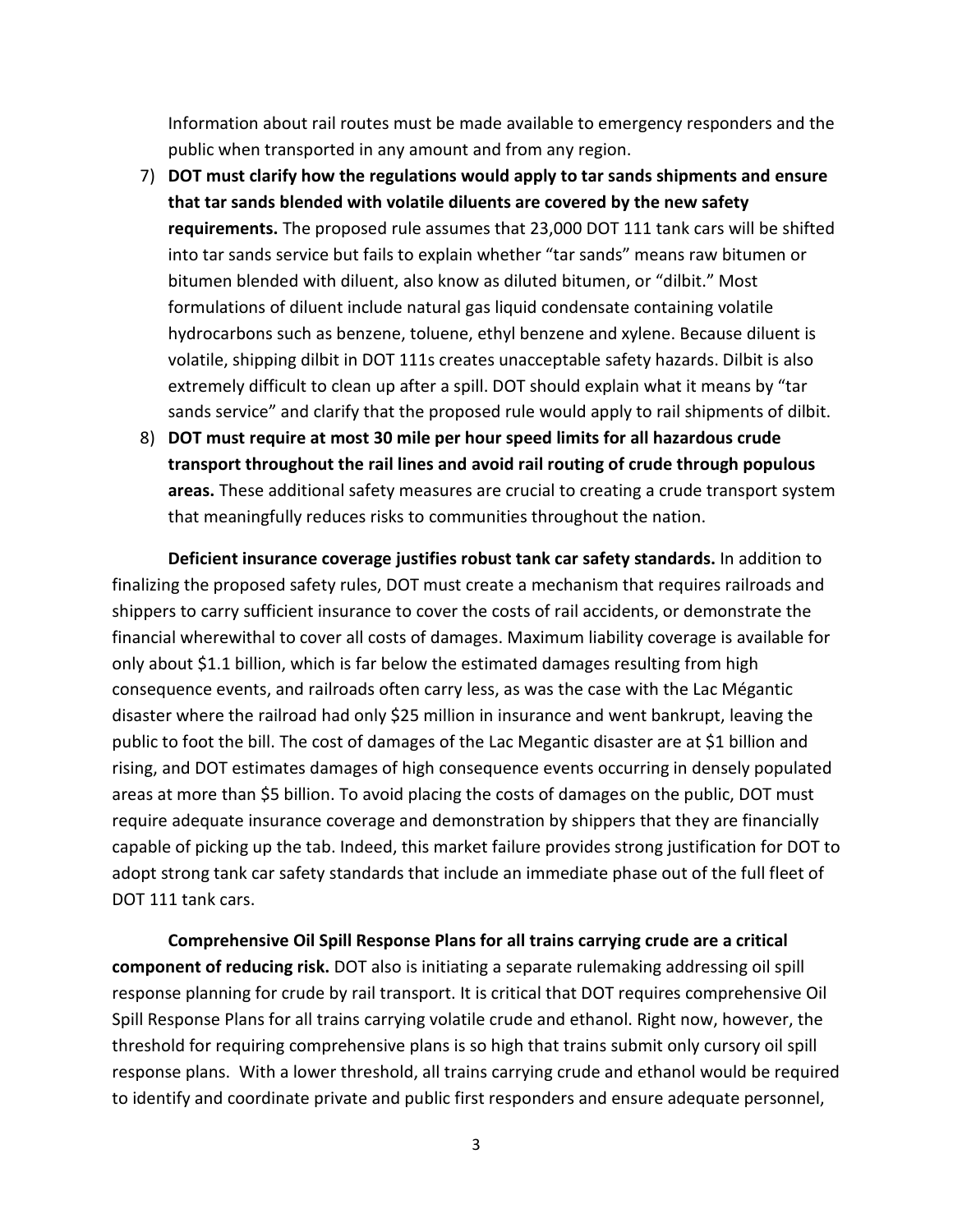Information about rail routes must be made available to emergency responders and the public when transported in any amount and from any region.

7) **DOT must clarify how the regulations would apply to tar sands shipments and ensure that tar sands blended with volatile diluents are covered by the new safety requirements.** The proposed rule assumes that 23,000 DOT 111 tank cars will be shifted into tar sands service but fails to explain whether "tar sands" means raw bitumen or bitumen blended with diluent, also know as diluted bitumen, or "dilbit." Most formulations of diluent include natural gas liquid condensate containing volatile hydrocarbons such as benzene, toluene, ethyl benzene and xylene. Because diluent is volatile, shipping dilbit in DOT 111s creates unacceptable safety hazards. Dilbit is also extremely difficult to clean up after a spill. DOT should explain what it means by "tar sands service" and clarify that the proposed rule would apply to rail shipments of dilbit.
8) **DOT must require at most 30 mile per hour speed limits for all hazardous crude transport throughout the rail lines and avoid rail routing of crude through populous areas.** These additional safety measures are crucial to creating a crude transport system that meaningfully reduces risks to communities throughout the nation.

**Deficient insurance coverage justifies robust tank car safety standards.** In addition to finalizing the proposed safety rules, DOT must create a mechanism that requires railroads and shippers to carry sufficient insurance to cover the costs of rail accidents, or demonstrate the financial wherewithal to cover all costs of damages. Maximum liability coverage is available for only about \$1.1 billion, which is far below the estimated damages resulting from high consequence events, and railroads often carry less, as was the case with the Lac Mégantic disaster where the railroad had only \$25 million in insurance and went bankrupt, leaving the public to foot the bill. The cost of damages of the Lac Megantic disaster are at \$1 billion and rising, and DOT estimates damages of high consequence events occurring in densely populated areas at more than \$5 billion. To avoid placing the costs of damages on the public, DOT must require adequate insurance coverage and demonstration by shippers that they are financially capable of picking up the tab. Indeed, this market failure provides strong justification for DOT to adopt strong tank car safety standards that include an immediate phase out of the full fleet of DOT 111 tank cars.

**Comprehensive Oil Spill Response Plans for all trains carrying crude are a critical component of reducing risk.** DOT also is initiating a separate rulemaking addressing oil spill response planning for crude by rail transport. It is critical that DOT requires comprehensive Oil Spill Response Plans for all trains carrying volatile crude and ethanol. Right now, however, the threshold for requiring comprehensive plans is so high that trains submit only cursory oil spill response plans. With a lower threshold, all trains carrying crude and ethanol would be required to identify and coordinate private and public first responders and ensure adequate personnel,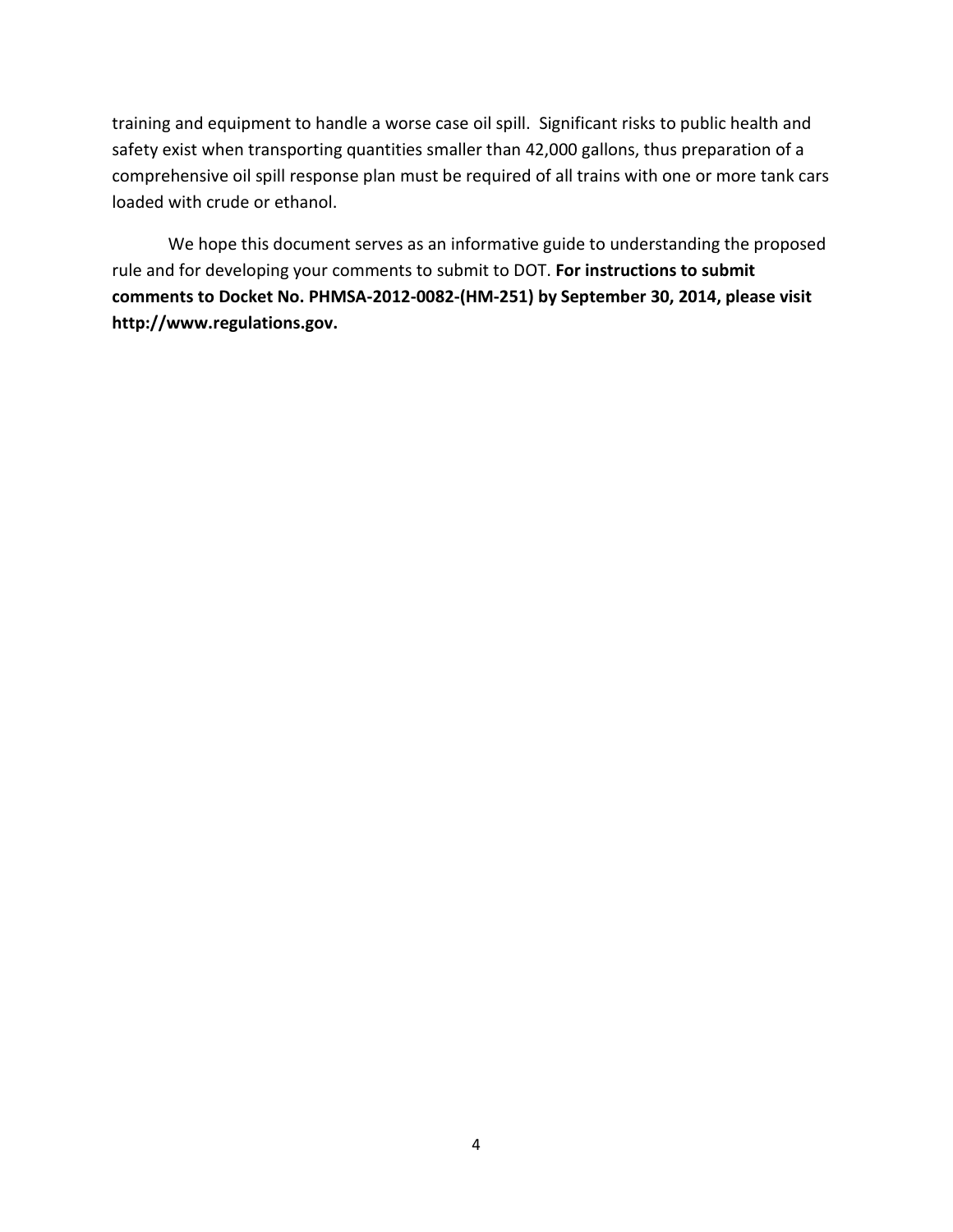training and equipment to handle a worse case oil spill. Significant risks to public health and safety exist when transporting quantities smaller than 42,000 gallons, thus preparation of a comprehensive oil spill response plan must be required of all trains with one or more tank cars loaded with crude or ethanol.

We hope this document serves as an informative guide to understanding the proposed rule and for developing your comments to submit to DOT. **For instructions to submit comments to Docket No. PHMSA-2012-0082-(HM-251) by September 30, 2014, please visit http://www.regulations.gov.**